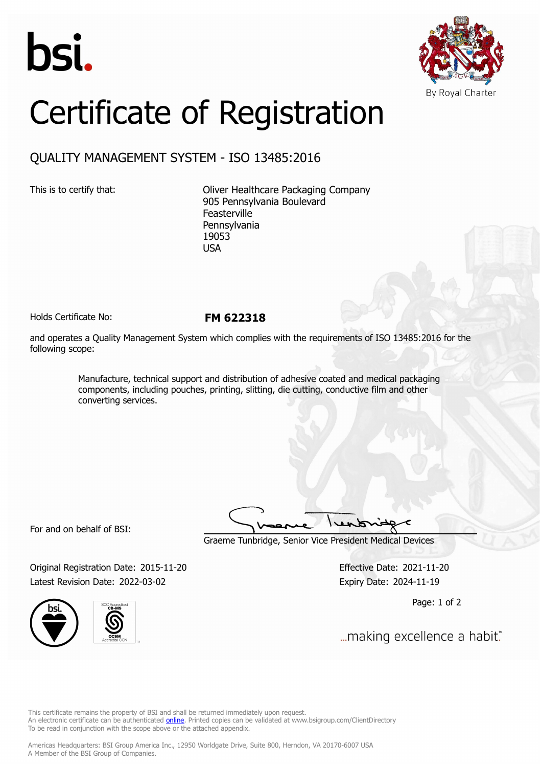bsi.

By Royal Charter

# Certificate of Registration

## QUALITY MANAGEMENT SYSTEM - ISO 13485:2016

This is to certify that:

Oliver Healthcare Packaging Company
905 Pennsylvania Boulevard
Feasterville
Pennsylvania
19053
USA

Holds Certificate No: **FM 622318**

and operates a Quality Management System which complies with the requirements of ISO 13485:2016 for the following scope:

> Manufacture, technical support and distribution of adhesive coated and medical packaging components, including pouches, printing, slitting, die cutting, conductive film and other converting services.

For and on behalf of BSI:

Graeme Tunbridge, Senior Vice President Medical Devices

Original Registration Date: 2015-11-20
Latest Revision Date: 2022-03-02

Effective Date: 2021-11-20
Expiry Date: 2024-11-19

...making excellence a habit.™

This certificate remains the property of BSI and shall be returned immediately upon request.
An electronic certificate can be authenticated online. Printed copies can be validated at www.bsigroup.com/ClientDirectory
To be read in conjunction with the scope above or the attached appendix.

Americas Headquarters: BSI Group America Inc., 12950 Worldgate Drive, Suite 800, Herndon, VA 20170-6007 USA
A Member of the BSI Group of Companies.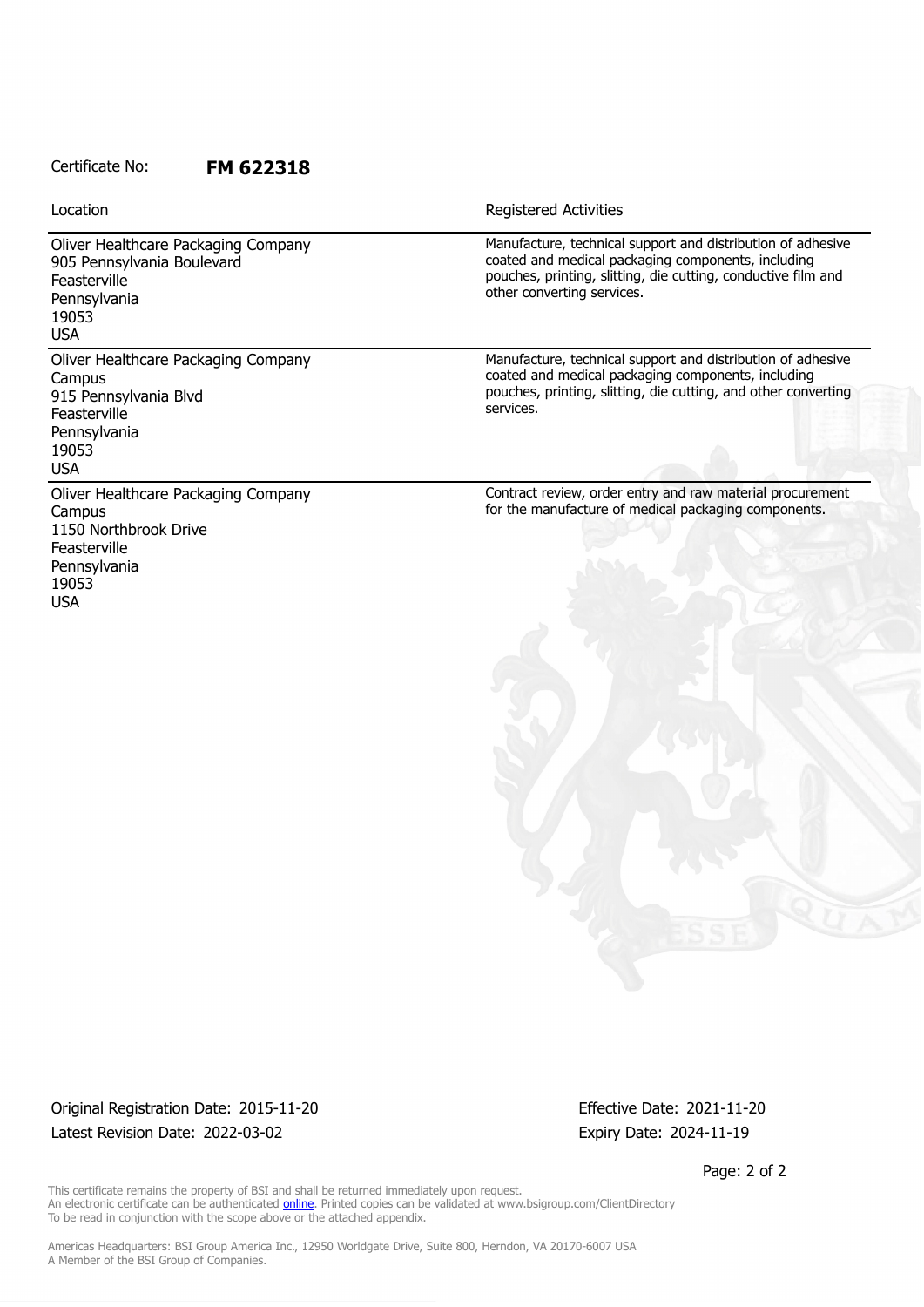Certificate No: **FM 622318**

| Location | Registered Activities |
|---|---|
| Oliver Healthcare Packaging Company<br>905 Pennsylvania Boulevard<br>Feasterville<br>Pennsylvania<br>19053<br>USA | Manufacture, technical support and distribution of adhesive coated and medical packaging components, including pouches, printing, slitting, die cutting, conductive film and other converting services. |
| Oliver Healthcare Packaging Company Campus<br>915 Pennsylvania Blvd<br>Feasterville<br>Pennsylvania<br>19053<br>USA | Manufacture, technical support and distribution of adhesive coated and medical packaging components, including pouches, printing, slitting, die cutting, and other converting services. |
| Oliver Healthcare Packaging Company Campus<br>1150 Northbrook Drive<br>Feasterville<br>Pennsylvania<br>19053<br>USA | Contract review, order entry and raw material procurement for the manufacture of medical packaging components. |

Original Registration Date: 2015-11-20
Latest Revision Date: 2022-03-02

Effective Date: 2021-11-20
Expiry Date: 2024-11-19

This certificate remains the property of BSI and shall be returned immediately upon request.
An electronic certificate can be authenticated online. Printed copies can be validated at www.bsigroup.com/ClientDirectory
To be read in conjunction with the scope above or the attached appendix.

Americas Headquarters: BSI Group America Inc., 12950 Worldgate Drive, Suite 800, Herndon, VA 20170-6007 USA
A Member of the BSI Group of Companies.